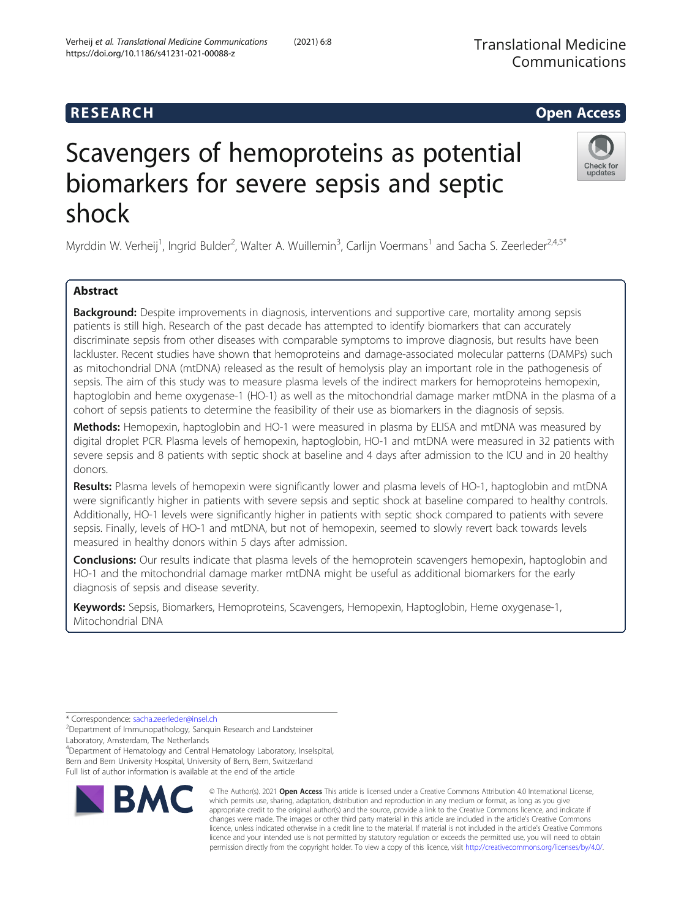RESEARCH

Open Access

# Scavengers of hemoproteins as potential biomarkers for severe sepsis and septic shock

Myrddin W. Verheij[1], Ingrid Bulder[2], Walter A. Wuillemin[3], Carlijn Voermans[1] and Sacha S. Zeerleder[2,4,5*]

## Abstract

**Background:** Despite improvements in diagnosis, interventions and supportive care, mortality among sepsis patients is still high. Research of the past decade has attempted to identify biomarkers that can accurately discriminate sepsis from other diseases with comparable symptoms to improve diagnosis, but results have been lackluster. Recent studies have shown that hemoproteins and damage-associated molecular patterns (DAMPs) such as mitochondrial DNA (mtDNA) released as the result of hemolysis play an important role in the pathogenesis of sepsis. The aim of this study was to measure plasma levels of the indirect markers for hemoproteins hemopexin, haptoglobin and heme oxygenase-1 (HO-1) as well as the mitochondrial damage marker mtDNA in the plasma of a cohort of sepsis patients to determine the feasibility of their use as biomarkers in the diagnosis of sepsis.

**Methods:** Hemopexin, haptoglobin and HO-1 were measured in plasma by ELISA and mtDNA was measured by digital droplet PCR. Plasma levels of hemopexin, haptoglobin, HO-1 and mtDNA were measured in 32 patients with severe sepsis and 8 patients with septic shock at baseline and 4 days after admission to the ICU and in 20 healthy donors.

**Results:** Plasma levels of hemopexin were significantly lower and plasma levels of HO-1, haptoglobin and mtDNA were significantly higher in patients with severe sepsis and septic shock at baseline compared to healthy controls. Additionally, HO-1 levels were significantly higher in patients with septic shock compared to patients with severe sepsis. Finally, levels of HO-1 and mtDNA, but not of hemopexin, seemed to slowly revert back towards levels measured in healthy donors within 5 days after admission.

**Conclusions:** Our results indicate that plasma levels of the hemoprotein scavengers hemopexin, haptoglobin and HO-1 and the mitochondrial damage marker mtDNA might be useful as additional biomarkers for the early diagnosis of sepsis and disease severity.

**Keywords:** Sepsis, Biomarkers, Hemoproteins, Scavengers, Hemopexin, Haptoglobin, Heme oxygenase-1, Mitochondrial DNA

\* Correspondence: sacha.zeerleder@insel.ch

[2]Department of Immunopathology, Sanquin Research and Landsteiner Laboratory, Amsterdam, The Netherlands

[4]Department of Hematology and Central Hematology Laboratory, Inselspital, Bern and Bern University Hospital, University of Bern, Bern, Switzerland

Full list of author information is available at the end of the article

© The Author(s). 2021 **Open Access** This article is licensed under a Creative Commons Attribution 4.0 International License, which permits use, sharing, adaptation, distribution and reproduction in any medium or format, as long as you give appropriate credit to the original author(s) and the source, provide a link to the Creative Commons licence, and indicate if changes were made. The images or other third party material in this article are included in the article's Creative Commons licence, unless indicated otherwise in a credit line to the material. If material is not included in the article's Creative Commons licence and your intended use is not permitted by statutory regulation or exceeds the permitted use, you will need to obtain permission directly from the copyright holder. To view a copy of this licence, visit http://creativecommons.org/licenses/by/4.0/.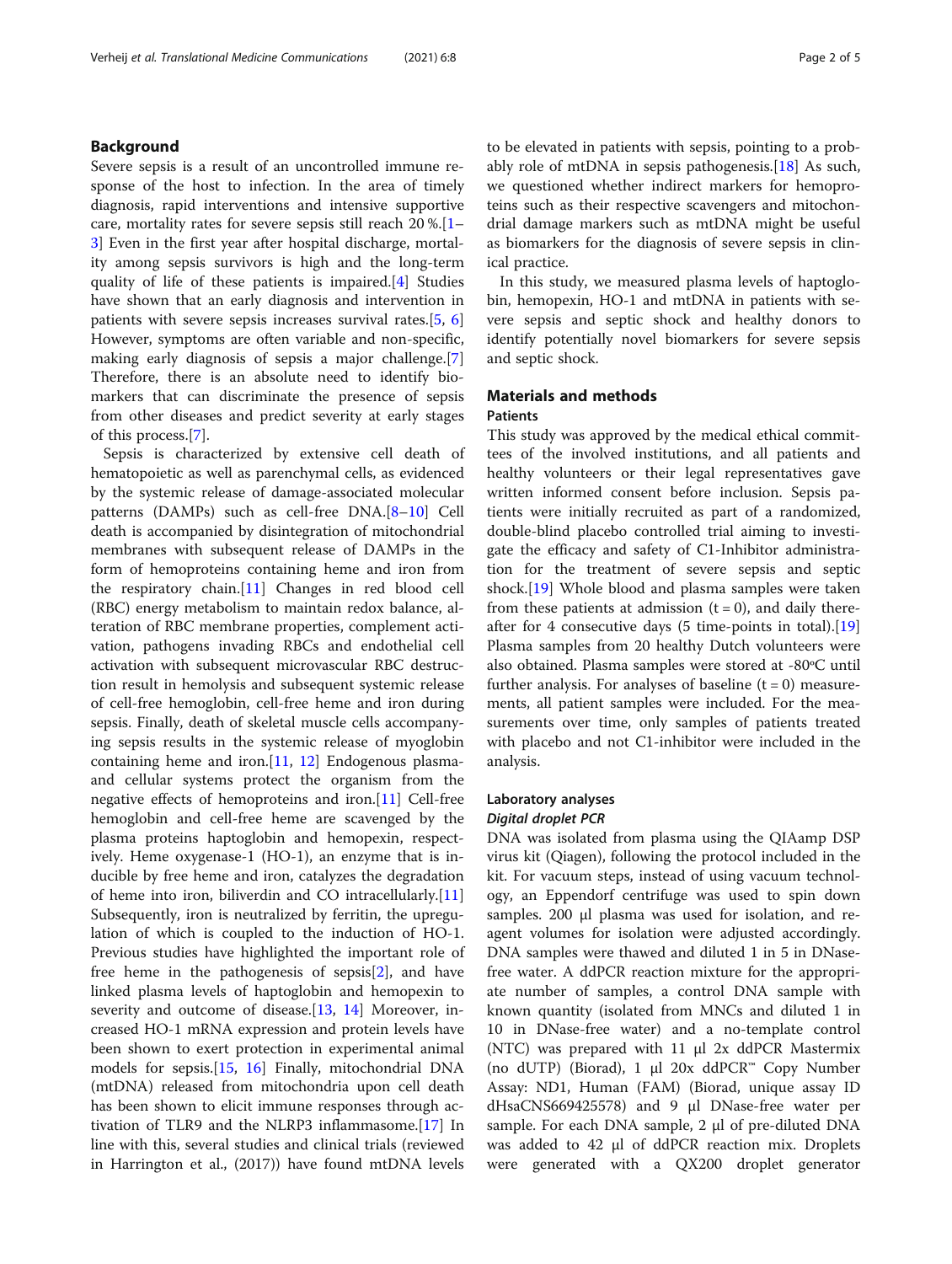## Background

Severe sepsis is a result of an uncontrolled immune response of the host to infection. In the area of timely diagnosis, rapid interventions and intensive supportive care, mortality rates for severe sepsis still reach 20 %.[1–3] Even in the first year after hospital discharge, mortality among sepsis survivors is high and the long-term quality of life of these patients is impaired.[4] Studies have shown that an early diagnosis and intervention in patients with severe sepsis increases survival rates.[5, 6] However, symptoms are often variable and non-specific, making early diagnosis of sepsis a major challenge.[7] Therefore, there is an absolute need to identify biomarkers that can discriminate the presence of sepsis from other diseases and predict severity at early stages of this process.[7].

Sepsis is characterized by extensive cell death of hematopoietic as well as parenchymal cells, as evidenced by the systemic release of damage-associated molecular patterns (DAMPs) such as cell-free DNA.[8–10] Cell death is accompanied by disintegration of mitochondrial membranes with subsequent release of DAMPs in the form of hemoproteins containing heme and iron from the respiratory chain.[11] Changes in red blood cell (RBC) energy metabolism to maintain redox balance, alteration of RBC membrane properties, complement activation, pathogens invading RBCs and endothelial cell activation with subsequent microvascular RBC destruction result in hemolysis and subsequent systemic release of cell-free hemoglobin, cell-free heme and iron during sepsis. Finally, death of skeletal muscle cells accompanying sepsis results in the systemic release of myoglobin containing heme and iron.[11, 12] Endogenous plasma- and cellular systems protect the organism from the negative effects of hemoproteins and iron.[11] Cell-free hemoglobin and cell-free heme are scavenged by the plasma proteins haptoglobin and hemopexin, respectively. Heme oxygenase-1 (HO-1), an enzyme that is inducible by free heme and iron, catalyzes the degradation of heme into iron, biliverdin and CO intracellularly.[11] Subsequently, iron is neutralized by ferritin, the upregulation of which is coupled to the induction of HO-1. Previous studies have highlighted the important role of free heme in the pathogenesis of sepsis[2], and have linked plasma levels of haptoglobin and hemopexin to severity and outcome of disease.[13, 14] Moreover, increased HO-1 mRNA expression and protein levels have been shown to exert protection in experimental animal models for sepsis.[15, 16] Finally, mitochondrial DNA (mtDNA) released from mitochondria upon cell death has been shown to elicit immune responses through activation of TLR9 and the NLRP3 inflammasome.[17] In line with this, several studies and clinical trials (reviewed in Harrington et al., (2017)) have found mtDNA levels to be elevated in patients with sepsis, pointing to a probably role of mtDNA in sepsis pathogenesis.[18] As such, we questioned whether indirect markers for hemoproteins such as their respective scavengers and mitochondrial damage markers such as mtDNA might be useful as biomarkers for the diagnosis of severe sepsis in clinical practice.

In this study, we measured plasma levels of haptoglobin, hemopexin, HO-1 and mtDNA in patients with severe sepsis and septic shock and healthy donors to identify potentially novel biomarkers for severe sepsis and septic shock.

## Materials and methods

### Patients

This study was approved by the medical ethical committees of the involved institutions, and all patients and healthy volunteers or their legal representatives gave written informed consent before inclusion. Sepsis patients were initially recruited as part of a randomized, double-blind placebo controlled trial aiming to investigate the efficacy and safety of C1-Inhibitor administration for the treatment of severe sepsis and septic shock.[19] Whole blood and plasma samples were taken from these patients at admission (t = 0), and daily thereafter for 4 consecutive days (5 time-points in total).[19] Plasma samples from 20 healthy Dutch volunteers were also obtained. Plasma samples were stored at -80°C until further analysis. For analyses of baseline (t = 0) measurements, all patient samples were included. For the measurements over time, only samples of patients treated with placebo and not C1-inhibitor were included in the analysis.

### Laboratory analyses

#### *Digital droplet PCR*

DNA was isolated from plasma using the QIAamp DSP virus kit (Qiagen), following the protocol included in the kit. For vacuum steps, instead of using vacuum technology, an Eppendorf centrifuge was used to spin down samples. 200 µl plasma was used for isolation, and reagent volumes for isolation were adjusted accordingly. DNA samples were thawed and diluted 1 in 5 in DNase-free water. A ddPCR reaction mixture for the appropriate number of samples, a control DNA sample with known quantity (isolated from MNCs and diluted 1 in 10 in DNase-free water) and a no-template control (NTC) was prepared with 11 µl 2x ddPCR Mastermix (no dUTP) (Biorad), 1 µl 20x ddPCR™ Copy Number Assay: ND1, Human (FAM) (Biorad, unique assay ID dHsaCNS669425578) and 9 µl DNase-free water per sample. For each DNA sample, 2 µl of pre-diluted DNA was added to 42 µl of ddPCR reaction mix. Droplets were generated with a QX200 droplet generator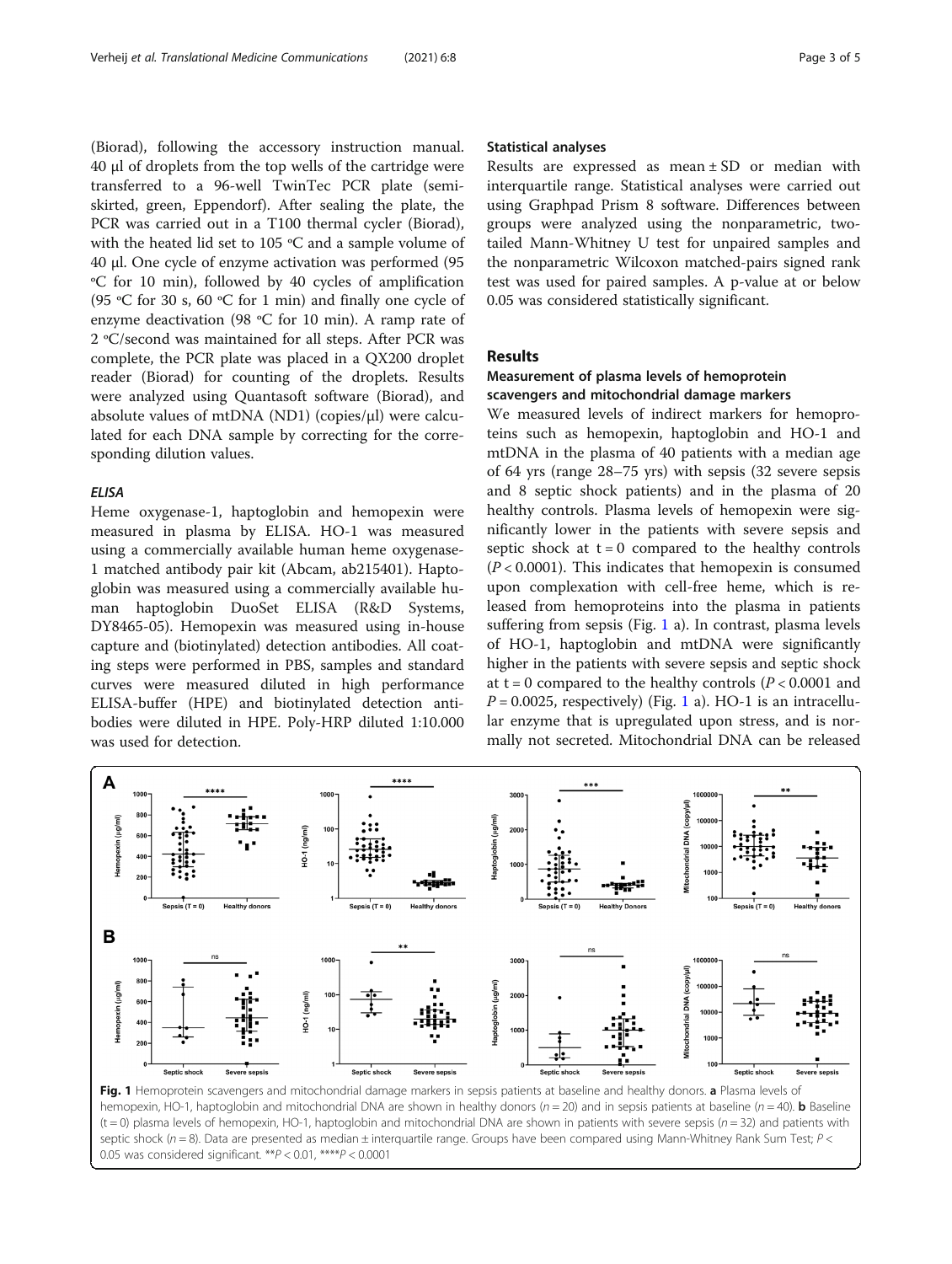(Biorad), following the accessory instruction manual. 40 µl of droplets from the top wells of the cartridge were transferred to a 96-well TwinTec PCR plate (semi-skirted, green, Eppendorf). After sealing the plate, the PCR was carried out in a T100 thermal cycler (Biorad), with the heated lid set to 105 °C and a sample volume of 40 µl. One cycle of enzyme activation was performed (95 °C for 10 min), followed by 40 cycles of amplification (95 °C for 30 s, 60 °C for 1 min) and finally one cycle of enzyme deactivation (98 °C for 10 min). A ramp rate of 2 °C/second was maintained for all steps. After PCR was complete, the PCR plate was placed in a QX200 droplet reader (Biorad) for counting of the droplets. Results were analyzed using Quantasoft software (Biorad), and absolute values of mtDNA (ND1) (copies/µl) were calculated for each DNA sample by correcting for the corresponding dilution values.

### *ELISA*

Heme oxygenase-1, haptoglobin and hemopexin were measured in plasma by ELISA. HO-1 was measured using a commercially available human heme oxygenase-1 matched antibody pair kit (Abcam, ab215401). Haptoglobin was measured using a commercially available human haptoglobin DuoSet ELISA (R&D Systems, DY8465-05). Hemopexin was measured using in-house capture and (biotinylated) detection antibodies. All coating steps were performed in PBS, samples and standard curves were measured diluted in high performance ELISA-buffer (HPE) and biotinylated detection antibodies were diluted in HPE. Poly-HRP diluted 1:10.000 was used for detection.

### Statistical analyses

Results are expressed as mean ± SD or median with interquartile range. Statistical analyses were carried out using Graphpad Prism 8 software. Differences between groups were analyzed using the nonparametric, two-tailed Mann-Whitney U test for unpaired samples and the nonparametric Wilcoxon matched-pairs signed rank test was used for paired samples. A p-value at or below 0.05 was considered statistically significant.

## Results

### Measurement of plasma levels of hemoprotein scavengers and mitochondrial damage markers

We measured levels of indirect markers for hemoproteins such as hemopexin, haptoglobin and HO-1 and mtDNA in the plasma of 40 patients with a median age of 64 yrs (range 28–75 yrs) with sepsis (32 severe sepsis and 8 septic shock patients) and in the plasma of 20 healthy controls. Plasma levels of hemopexin were significantly lower in the patients with severe sepsis and septic shock at t = 0 compared to the healthy controls ($P < 0.0001$). This indicates that hemopexin is consumed upon complexation with cell-free heme, which is released from hemoproteins into the plasma in patients suffering from sepsis (Fig. 1 a). In contrast, plasma levels of HO-1, haptoglobin and mtDNA were significantly higher in the patients with severe sepsis and septic shock at t = 0 compared to the healthy controls ($P < 0.0001$ and $P = 0.0025$, respectively) (Fig. 1 a). HO-1 is an intracellular enzyme that is upregulated upon stress, and is normally not secreted. Mitochondrial DNA can be released

**Fig. 1** Hemoprotein scavengers and mitochondrial damage markers in sepsis patients at baseline and healthy donors. **a** Plasma levels of hemopexin, HO-1, haptoglobin and mitochondrial DNA are shown in healthy donors ($n = 20$) and in sepsis patients at baseline ($n = 40$). **b** Baseline (t = 0) plasma levels of hemopexin, HO-1, haptoglobin and mitochondrial DNA are shown in patients with severe sepsis ($n = 32$) and patients with septic shock ($n = 8$). Data are presented as median ± interquartile range. Groups have been compared using Mann-Whitney Rank Sum Test; $P < 0.05$ was considered significant. **$P < 0.01$, ****$P < 0.0001$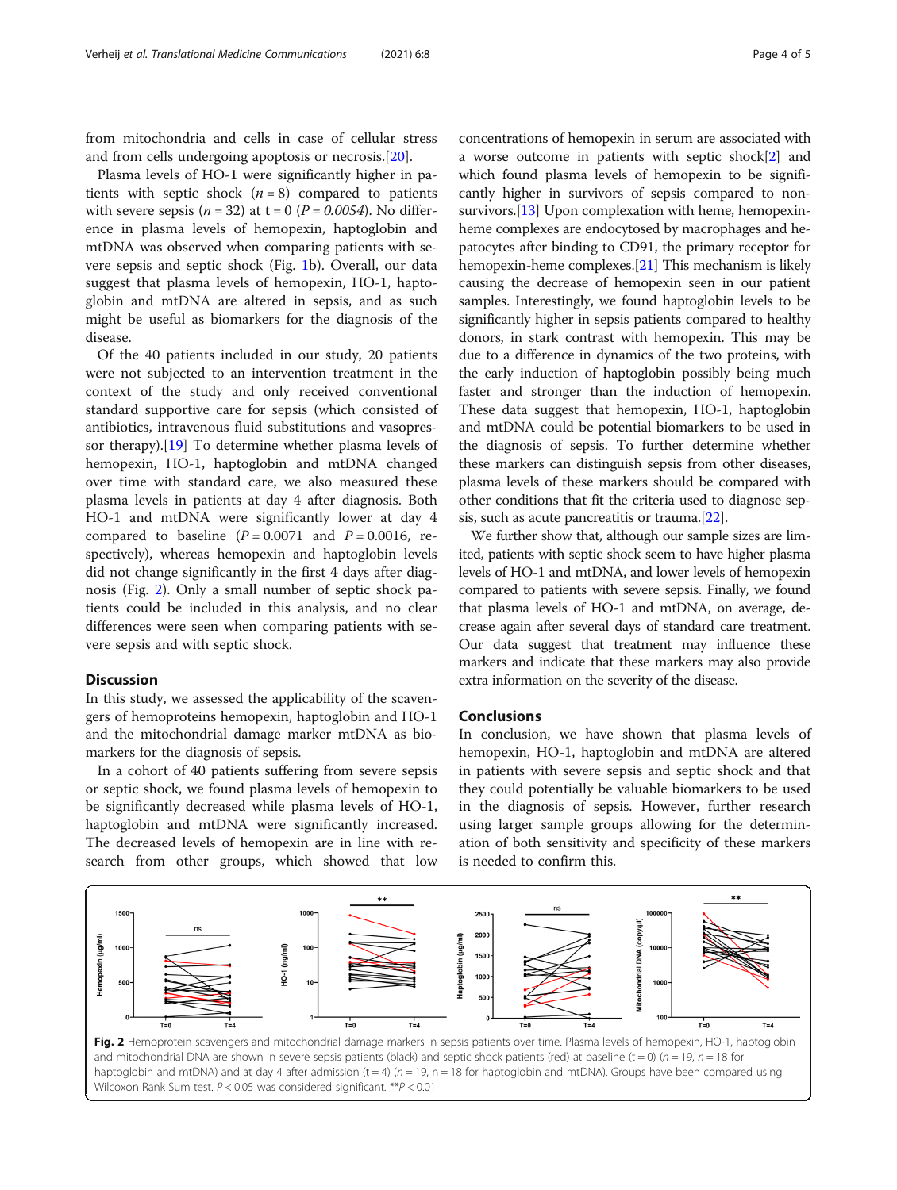from mitochondria and cells in case of cellular stress and from cells undergoing apoptosis or necrosis.[20].

Plasma levels of HO-1 were significantly higher in patients with septic shock ($n = 8$) compared to patients with severe sepsis ($n = 32$) at t = 0 ($P = 0.0054$). No difference in plasma levels of hemopexin, haptoglobin and mtDNA was observed when comparing patients with severe sepsis and septic shock (Fig. 1b). Overall, our data suggest that plasma levels of hemopexin, HO-1, haptoglobin and mtDNA are altered in sepsis, and as such might be useful as biomarkers for the diagnosis of the disease.

Of the 40 patients included in our study, 20 patients were not subjected to an intervention treatment in the context of the study and only received conventional standard supportive care for sepsis (which consisted of antibiotics, intravenous fluid substitutions and vasopressor therapy).[19] To determine whether plasma levels of hemopexin, HO-1, haptoglobin and mtDNA changed over time with standard care, we also measured these plasma levels in patients at day 4 after diagnosis. Both HO-1 and mtDNA were significantly lower at day 4 compared to baseline ($P = 0.0071$ and $P = 0.0016$, respectively), whereas hemopexin and haptoglobin levels did not change significantly in the first 4 days after diagnosis (Fig. 2). Only a small number of septic shock patients could be included in this analysis, and no clear differences were seen when comparing patients with severe sepsis and with septic shock.

## Discussion

In this study, we assessed the applicability of the scavengers of hemoproteins hemopexin, haptoglobin and HO-1 and the mitochondrial damage marker mtDNA as biomarkers for the diagnosis of sepsis.

In a cohort of 40 patients suffering from severe sepsis or septic shock, we found plasma levels of hemopexin to be significantly decreased while plasma levels of HO-1, haptoglobin and mtDNA were significantly increased. The decreased levels of hemopexin are in line with research from other groups, which showed that low concentrations of hemopexin in serum are associated with a worse outcome in patients with septic shock[2] and which found plasma levels of hemopexin to be significantly higher in survivors of sepsis compared to non-survivors.[13] Upon complexation with heme, hemopexin-heme complexes are endocytosed by macrophages and hepatocytes after binding to CD91, the primary receptor for hemopexin-heme complexes.[21] This mechanism is likely causing the decrease of hemopexin seen in our patient samples. Interestingly, we found haptoglobin levels to be significantly higher in sepsis patients compared to healthy donors, in stark contrast with hemopexin. This may be due to a difference in dynamics of the two proteins, with the early induction of haptoglobin possibly being much faster and stronger than the induction of hemopexin. These data suggest that hemopexin, HO-1, haptoglobin and mtDNA could be potential biomarkers to be used in the diagnosis of sepsis. To further determine whether these markers can distinguish sepsis from other diseases, plasma levels of these markers should be compared with other conditions that fit the criteria used to diagnose sepsis, such as acute pancreatitis or trauma.[22].

We further show that, although our sample sizes are limited, patients with septic shock seem to have higher plasma levels of HO-1 and mtDNA, and lower levels of hemopexin compared to patients with severe sepsis. Finally, we found that plasma levels of HO-1 and mtDNA, on average, decrease again after several days of standard care treatment. Our data suggest that treatment may influence these markers and indicate that these markers may also provide extra information on the severity of the disease.

## Conclusions

In conclusion, we have shown that plasma levels of hemopexin, HO-1, haptoglobin and mtDNA are altered in patients with severe sepsis and septic shock and that they could potentially be valuable biomarkers to be used in the diagnosis of sepsis. However, further research using larger sample groups allowing for the determination of both sensitivity and specificity of these markers is needed to confirm this.

**Fig. 2** Hemoprotein scavengers and mitochondrial damage markers in sepsis patients over time. Plasma levels of hemopexin, HO-1, haptoglobin and mitochondrial DNA are shown in severe sepsis patients (black) and septic shock patients (red) at baseline (t = 0) ($n = 19$, $n = 18$ for haptoglobin and mtDNA) and at day 4 after admission (t = 4) ($n = 19$, n = 18 for haptoglobin and mtDNA). Groups have been compared using Wilcoxon Rank Sum test. $P < 0.05$ was considered significant. $^{**}P < 0.01$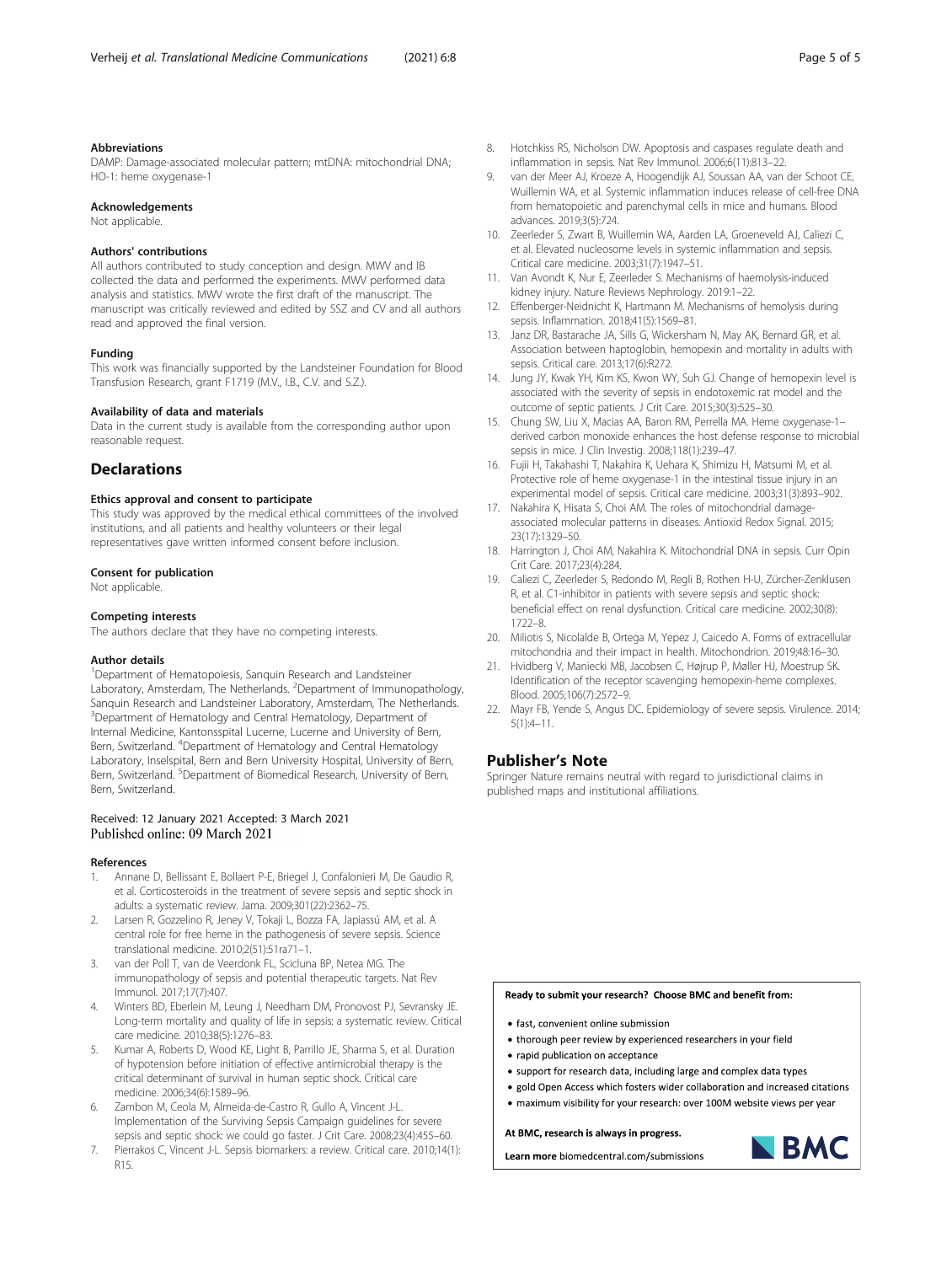### Abbreviations

DAMP: Damage-associated molecular pattern; mtDNA: mitochondrial DNA; HO-1: heme oxygenase-1

### Acknowledgements

Not applicable.

### Authors' contributions

All authors contributed to study conception and design. MWV and IB collected the data and performed the experiments. MWV performed data analysis and statistics. MWV wrote the first draft of the manuscript. The manuscript was critically reviewed and edited by SSZ and CV and all authors read and approved the final version.

### Funding

This work was financially supported by the Landsteiner Foundation for Blood Transfusion Research, grant F1719 (M.V., I.B., C.V. and S.Z.).

### Availability of data and materials

Data in the current study is available from the corresponding author upon reasonable request.

## Declarations

### Ethics approval and consent to participate

This study was approved by the medical ethical committees of the involved institutions, and all patients and healthy volunteers or their legal representatives gave written informed consent before inclusion.

### Consent for publication

Not applicable.

### Competing interests

The authors declare that they have no competing interests.

### Author details

[1]Department of Hematopoiesis, Sanquin Research and Landsteiner Laboratory, Amsterdam, The Netherlands. [2]Department of Immunopathology, Sanquin Research and Landsteiner Laboratory, Amsterdam, The Netherlands. [3]Department of Hematology and Central Hematology, Department of Internal Medicine, Kantonsspital Lucerne, Lucerne and University of Bern, Bern, Switzerland. [4]Department of Hematology and Central Hematology Laboratory, Inselspital, Bern and Bern University Hospital, University of Bern, Bern, Switzerland. [5]Department of Biomedical Research, University of Bern, Bern, Switzerland.

Received: 12 January 2021 Accepted: 3 March 2021
Published online: 09 March 2021

### References

1. Annane D, Bellissant E, Bollaert P-E, Briegel J, Confalonieri M, De Gaudio R, et al. Corticosteroids in the treatment of severe sepsis and septic shock in adults: a systematic review. Jama. 2009;301(22):2362–75.
2. Larsen R, Gozzelino R, Jeney V, Tokaji L, Bozza FA, Japiassú AM, et al. A central role for free heme in the pathogenesis of severe sepsis. Science translational medicine. 2010;2(51):51ra71–1.
3. van der Poll T, van de Veerdonk FL, Scicluna BP, Netea MG. The immunopathology of sepsis and potential therapeutic targets. Nat Rev Immunol. 2017;17(7):407.
4. Winters BD, Eberlein M, Leung J, Needham DM, Pronovost PJ, Sevransky JE. Long-term mortality and quality of life in sepsis: a systematic review. Critical care medicine. 2010;38(5):1276–83.
5. Kumar A, Roberts D, Wood KE, Light B, Parrillo JE, Sharma S, et al. Duration of hypotension before initiation of effective antimicrobial therapy is the critical determinant of survival in human septic shock. Critical care medicine. 2006;34(6):1589–96.
6. Zambon M, Ceola M, Almeida-de-Castro R, Gullo A, Vincent J-L. Implementation of the Surviving Sepsis Campaign guidelines for severe sepsis and septic shock: we could go faster. J Crit Care. 2008;23(4):455–60.
7. Pierrakos C, Vincent J-L. Sepsis biomarkers: a review. Critical care. 2010;14(1): R15.
8. Hotchkiss RS, Nicholson DW. Apoptosis and caspases regulate death and inflammation in sepsis. Nat Rev Immunol. 2006;6(11):813–22.
9. van der Meer AJ, Kroeze A, Hoogendijk AJ, Soussan AA, van der Schoot CE, Wuillemin WA, et al. Systemic inflammation induces release of cell-free DNA from hematopoietic and parenchymal cells in mice and humans. Blood advances. 2019;3(5):724.
10. Zeerleder S, Zwart B, Wuillemin WA, Aarden LA, Groeneveld AJ, Caliezi C, et al. Elevated nucleosome levels in systemic inflammation and sepsis. Critical care medicine. 2003;31(7):1947–51.
11. Van Avondt K, Nur E, Zeerleder S. Mechanisms of haemolysis-induced kidney injury. Nature Reviews Nephrology. 2019:1–22.
12. Effenberger-Neidnicht K, Hartmann M. Mechanisms of hemolysis during sepsis. Inflammation. 2018;41(5):1569–81.
13. Janz DR, Bastarache JA, Sills G, Wickersham N, May AK, Bernard GR, et al. Association between haptoglobin, hemopexin and mortality in adults with sepsis. Critical care. 2013;17(6):R272.
14. Jung JY, Kwak YH, Kim KS, Kwon WY, Suh GJ. Change of hemopexin level is associated with the severity of sepsis in endotoxemic rat model and the outcome of septic patients. J Crit Care. 2015;30(3):525–30.
15. Chung SW, Liu X, Macias AA, Baron RM, Perrella MA. Heme oxygenase-1–derived carbon monoxide enhances the host defense response to microbial sepsis in mice. J Clin Investig. 2008;118(1):239–47.
16. Fujii H, Takahashi T, Nakahira K, Uehara K, Shimizu H, Matsumi M, et al. Protective role of heme oxygenase-1 in the intestinal tissue injury in an experimental model of sepsis. Critical care medicine. 2003;31(3):893–902.
17. Nakahira K, Hisata S, Choi AM. The roles of mitochondrial damage-associated molecular patterns in diseases. Antioxid Redox Signal. 2015; 23(17):1329–50.
18. Harrington J, Choi AM, Nakahira K. Mitochondrial DNA in sepsis. Curr Opin Crit Care. 2017;23(4):284.
19. Caliezi C, Zeerleder S, Redondo M, Regli B, Rothen H-U, Zürcher-Zenklusen R, et al. C1-inhibitor in patients with severe sepsis and septic shock: beneficial effect on renal dysfunction. Critical care medicine. 2002;30(8): 1722–8.
20. Miliotis S, Nicolalde B, Ortega M, Yepez J, Caicedo A. Forms of extracellular mitochondria and their impact in health. Mitochondrion. 2019;48:16–30.
21. Hvidberg V, Maniecki MB, Jacobsen C, Højrup P, Møller HJ, Moestrup SK. Identification of the receptor scavenging hemopexin-heme complexes. Blood. 2005;106(7):2572–9.
22. Mayr FB, Yende S, Angus DC. Epidemiology of severe sepsis. Virulence. 2014; 5(1):4–11.

## Publisher's Note

Springer Nature remains neutral with regard to jurisdictional claims in published maps and institutional affiliations.

**Ready to submit your research? Choose BMC and benefit from:**

- fast, convenient online submission
- thorough peer review by experienced researchers in your field
- rapid publication on acceptance
- support for research data, including large and complex data types
- gold Open Access which fosters wider collaboration and increased citations
- maximum visibility for your research: over 100M website views per year

**At BMC, research is always in progress.**

**Learn more** biomedcentral.com/submissions

BMC